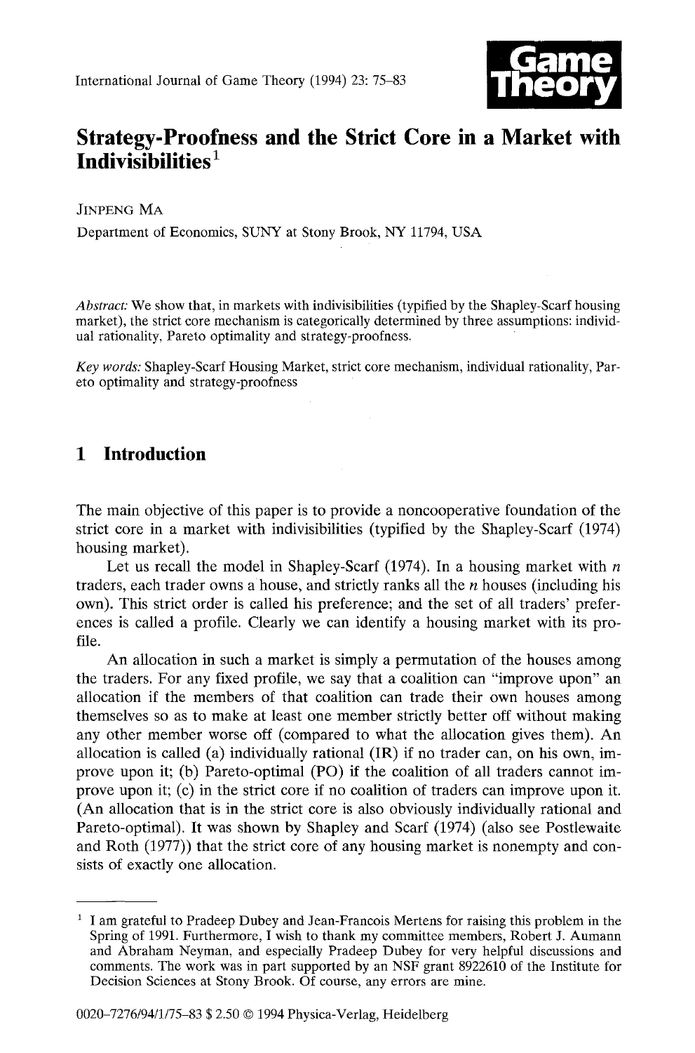# Strategy-Proofness and the Strict Core in a Market with Indivisibilities[1]

JINPENG MA

Department of Economics, SUNY at Stony Brook, NY 11794, USA

*Abstract:* We show that, in markets with indivisibilities (typified by the Shapley-Scarf housing market), the strict core mechanism is categorically determined by three assumptions: individual rationality, Pareto optimality and strategy-proofness.

*Key words:* Shapley-Scarf Housing Market, strict core mechanism, individual rationality, Pareto optimality and strategy-proofness

## 1 Introduction

The main objective of this paper is to provide a noncooperative foundation of the strict core in a market with indivisibilities (typified by the Shapley-Scarf (1974) housing market).

Let us recall the model in Shapley-Scarf (1974). In a housing market with $n$ traders, each trader owns a house, and strictly ranks all the $n$ houses (including his own). This strict order is called his preference; and the set of all traders' preferences is called a profile. Clearly we can identify a housing market with its profile.

An allocation in such a market is simply a permutation of the houses among the traders. For any fixed profile, we say that a coalition can "improve upon" an allocation if the members of that coalition can trade their own houses among themselves so as to make at least one member strictly better off without making any other member worse off (compared to what the allocation gives them). An allocation is called (a) individually rational (IR) if no trader can, on his own, improve upon it; (b) Pareto-optimal (PO) if the coalition of all traders cannot improve upon it; (c) in the strict core if no coalition of traders can improve upon it. (An allocation that is in the strict core is also obviously individually rational and Pareto-optimal). It was shown by Shapley and Scarf (1974) (also see Postlewaite and Roth (1977)) that the strict core of any housing market is nonempty and consists of exactly one allocation.

---

[1] I am grateful to Pradeep Dubey and Jean-Francois Mertens for raising this problem in the Spring of 1991. Furthermore, I wish to thank my committee members, Robert J. Aumann and Abraham Neyman, and especially Pradeep Dubey for very helpful discussions and comments. The work was in part supported by an NSF grant 8922610 of the Institute for Decision Sciences at Stony Brook. Of course, any errors are mine.

0020-7276/94/1/75-83 $ 2.50 © 1994 Physica-Verlag, Heidelberg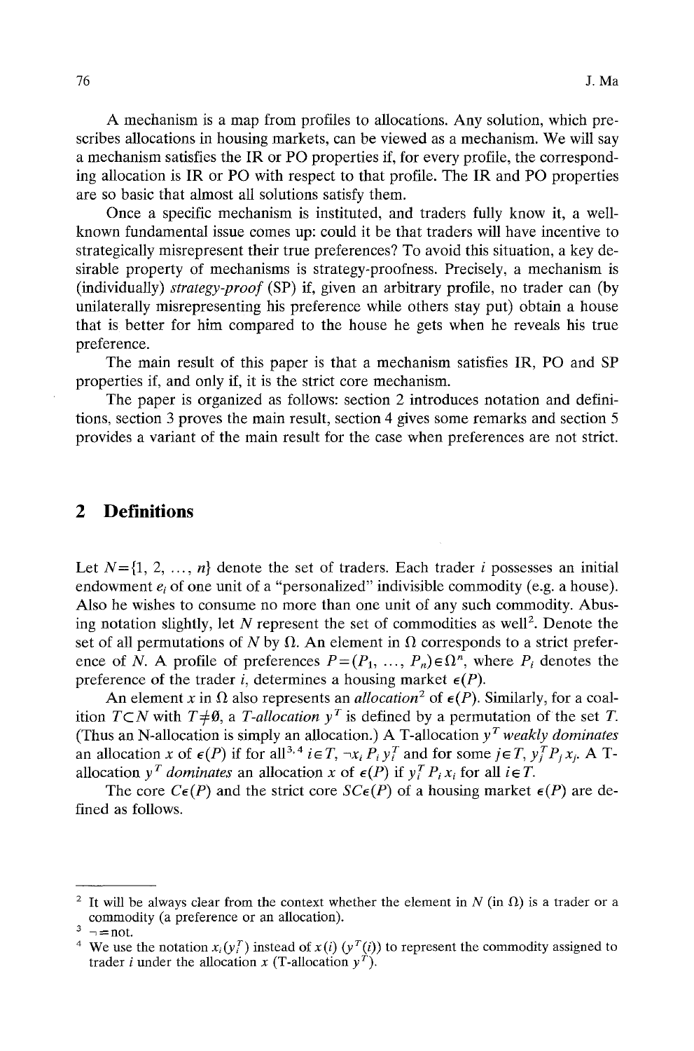A mechanism is a map from profiles to allocations. Any solution, which prescribes allocations in housing markets, can be viewed as a mechanism. We will say a mechanism satisfies the IR or PO properties if, for every profile, the corresponding allocation is IR or PO with respect to that profile. The IR and PO properties are so basic that almost all solutions satisfy them.

Once a specific mechanism is instituted, and traders fully know it, a well-known fundamental issue comes up: could it be that traders will have incentive to strategically misrepresent their true preferences? To avoid this situation, a key desirable property of mechanisms is strategy-proofness. Precisely, a mechanism is (individually) *strategy-proof* (SP) if, given an arbitrary profile, no trader can (by unilaterally misrepresenting his preference while others stay put) obtain a house that is better for him compared to the house he gets when he reveals his true preference.

The main result of this paper is that a mechanism satisfies IR, PO and SP properties if, and only if, it is the strict core mechanism.

The paper is organized as follows: section 2 introduces notation and definitions, section 3 proves the main result, section 4 gives some remarks and section 5 provides a variant of the main result for the case when preferences are not strict.

## 2 Definitions

Let $N=\{1, 2, \ldots, n\}$ denote the set of traders. Each trader $i$ possesses an initial endowment $e_i$ of one unit of a "personalized" indivisible commodity (e.g. a house). Also he wishes to consume no more than one unit of any such commodity. Abusing notation slightly, let $N$ represent the set of commodities as well[2]. Denote the set of all permutations of $N$ by $\Omega$. An element in $\Omega$ corresponds to a strict preference of $N$. A profile of preferences $P=(P_1, \ldots, P_n)\in\Omega^n$, where $P_i$ denotes the preference of the trader $i$, determines a housing market $\epsilon(P)$.

An element $x$ in $\Omega$ also represents an *allocation*[2] of $\epsilon(P)$. Similarly, for a coalition $T\subset N$ with $T\neq\emptyset$, a *T-allocation* $y^T$ is defined by a permutation of the set $T$. (Thus an N-allocation is simply an allocation.) A T-allocation $y^T$ *weakly dominates* an allocation $x$ of $\epsilon(P)$ if for all[3,4] $i\in T$, $\neg x_i \, P_i \, y_i^T$ and for some $j\in T$, $y_j^T P_j x_j$. A T-allocation $y^T$ *dominates* an allocation $x$ of $\epsilon(P)$ if $y_i^T P_i x_i$ for all $i\in T$.

The core $C\epsilon(P)$ and the strict core $SC\epsilon(P)$ of a housing market $\epsilon(P)$ are defined as follows.

---

[2] It will be always clear from the context whether the element in $N$ (in $\Omega$) is a trader or a commodity (a preference or an allocation).

[3] $\neg$ = not.

[4] We use the notation $x_i(y_i^T)$ instead of $x(i)$ $(y^T(i))$ to represent the commodity assigned to trader $i$ under the allocation $x$ (T-allocation $y^T$).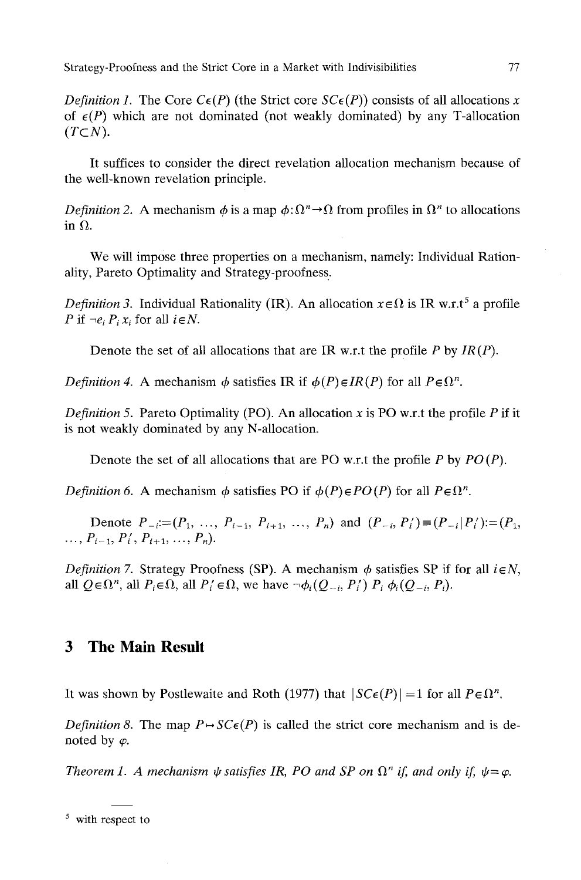*Definition 1.* The Core $C\epsilon(P)$ (the Strict core $SC\epsilon(P)$) consists of all allocations $x$ of $\epsilon(P)$ which are not dominated (not weakly dominated) by any T-allocation ($T \subset N$).

It suffices to consider the direct revelation allocation mechanism because of the well-known revelation principle.

*Definition 2.* A mechanism $\phi$ is a map $\phi: \Omega^n \rightarrow \Omega$ from profiles in $\Omega^n$ to allocations in $\Omega$.

We will impose three properties on a mechanism, namely: Individual Rationality, Pareto Optimality and Strategy-proofness.

*Definition 3.* Individual Rationality (IR). An allocation $x \in \Omega$ is IR w.r.t[5] a profile $P$ if $\neg e_i \, P_i \, x_i$ for all $i \in N$.

Denote the set of all allocations that are IR w.r.t the profile $P$ by $IR(P)$.

*Definition 4.* A mechanism $\phi$ satisfies IR if $\phi(P) \in IR(P)$ for all $P \in \Omega^n$.

*Definition 5.* Pareto Optimality (PO). An allocation $x$ is PO w.r.t the profile $P$ if it is not weakly dominated by any N-allocation.

Denote the set of all allocations that are PO w.r.t the profile $P$ by $PO(P)$.

*Definition 6.* A mechanism $\phi$ satisfies PO if $\phi(P) \in PO(P)$ for all $P \in \Omega^n$.

Denote $P_{-i} := (P_1, \ldots, P_{i-1}, P_{i+1}, \ldots, P_n)$ and $(P_{-i}, P_i') \equiv (P_{-i} | P_i') := (P_1, \ldots, P_{i-1}, P_i', P_{i+1}, \ldots, P_n)$.

*Definition 7.* Strategy Proofness (SP). A mechanism $\phi$ satisfies SP if for all $i \in N$, all $Q \in \Omega^n$, all $P_i \in \Omega$, all $P_i' \in \Omega$, we have $\neg \phi_i(Q_{-i}, P_i') \, P_i \, \phi_i(Q_{-i}, P_i)$.

## 3 The Main Result

It was shown by Postlewaite and Roth (1977) that $|SC\epsilon(P)| = 1$ for all $P \in \Omega^n$.

*Definition 8.* The map $P \mapsto SC\epsilon(P)$ is called the strict core mechanism and is denoted by $\varphi$.

*Theorem 1. A mechanism $\psi$ satisfies IR, PO and SP on $\Omega^n$ if, and only if, $\psi = \varphi$.*

---

[5] with respect to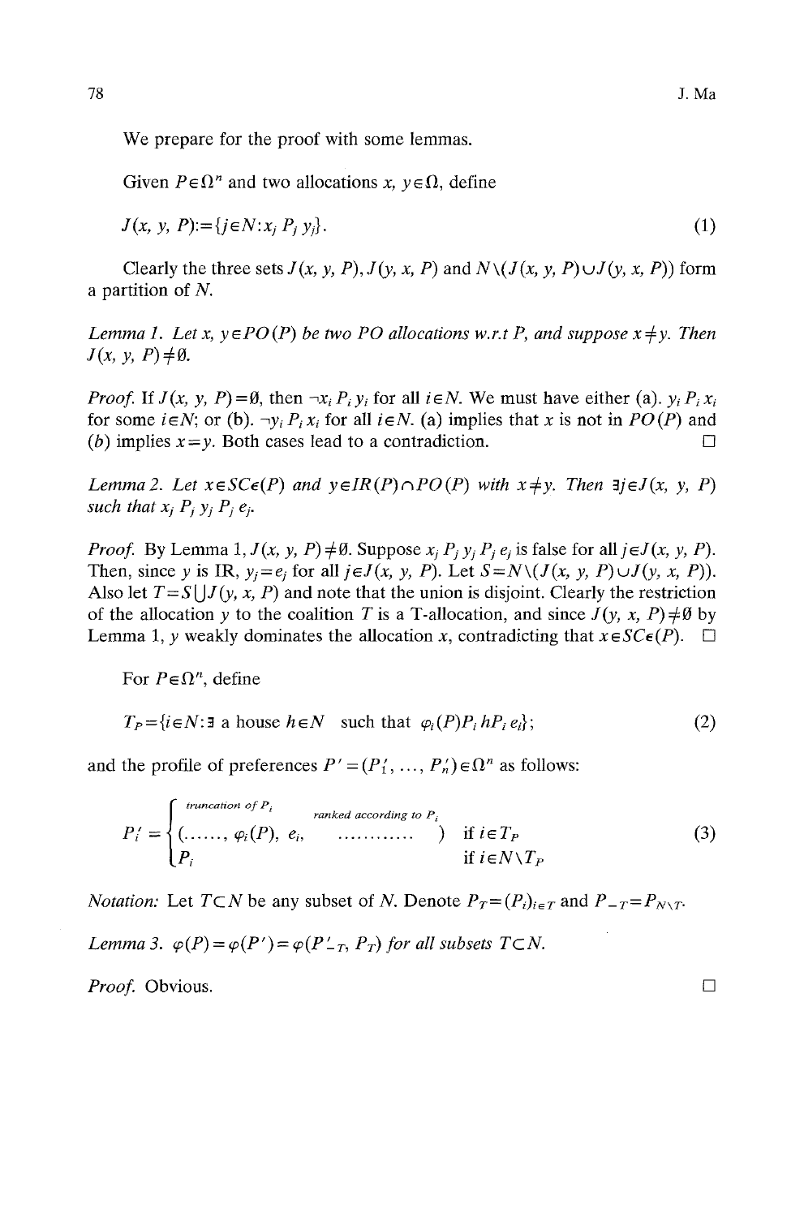We prepare for the proof with some lemmas.

Given $P \in \Omega^n$ and two allocations $x, y \in \Omega$, define

$$J(x, y, P) := \{j \in N : x_j \, P_j \, y_j\}. \tag{1}$$

Clearly the three sets $J(x, y, P)$, $J(y, x, P)$ and $N \setminus (J(x, y, P) \cup J(y, x, P))$ form a partition of $N$.

*Lemma 1. Let $x, y \in PO(P)$ be two PO allocations w.r.t $P$, and suppose $x \neq y$. Then $J(x, y, P) \neq \emptyset$.*

*Proof.* If $J(x, y, P) = \emptyset$, then $\neg x_i \, P_i \, y_i$ for all $i \in N$. We must have either (a). $y_i \, P_i \, x_i$ for some $i \in N$; or (b). $\neg y_i \, P_i \, x_i$ for all $i \in N$. (a) implies that $x$ is not in $PO(P)$ and (b) implies $x = y$. Both cases lead to a contradiction. □

*Lemma 2. Let $x \in SC\epsilon(P)$ and $y \in IR(P) \cap PO(P)$ with $x \neq y$. Then $\exists j \in J(x, y, P)$ such that $x_j \, P_j \, y_j \, P_j \, e_j$.*

*Proof.* By Lemma 1, $J(x, y, P) \neq \emptyset$. Suppose $x_j \, P_j \, y_j \, P_j \, e_j$ is false for all $j \in J(x, y, P)$. Then, since $y$ is IR, $y_j = e_j$ for all $j \in J(x, y, P)$. Let $S = N \setminus (J(x, y, P) \cup J(y, x, P))$. Also let $T = S \bigcup J(y, x, P)$ and note that the union is disjoint. Clearly the restriction of the allocation $y$ to the coalition $T$ is a T-allocation, and since $J(y, x, P) \neq \emptyset$ by Lemma 1, $y$ weakly dominates the allocation $x$, contradicting that $x \in SC\epsilon(P)$. □

For $P \in \Omega^n$, define

$$T_P = \{i \in N : \exists \text{ a house } h \in N \text{ such that } \varphi_i(P) P_i \, h P_i \, e_i\}; \tag{2}$$

and the profile of preferences $P' = (P'_1, \ldots, P'_n) \in \Omega^n$ as follows:

$$P'_i = \begin{cases} (\overbrace{\ldots\ldots, \varphi_i(P), e_i,}^{\text{truncation of } P_i} \quad \overbrace{\ldots\ldots\ldots\ldots}^{\text{ranked according to } P_i} \;) & \text{if } i \in T_P \\ P_i & \text{if } i \in N \setminus T_P \end{cases} \tag{3}$$

*Notation:* Let $T \subset N$ be any subset of $N$. Denote $P_T = (P_i)_{i \in T}$ and $P_{-T} = P_{N \setminus T}$.

*Lemma 3. $\varphi(P) = \varphi(P') = \varphi(P'_{-T}, P_T)$ for all subsets $T \subset N$.*

*Proof.* Obvious. □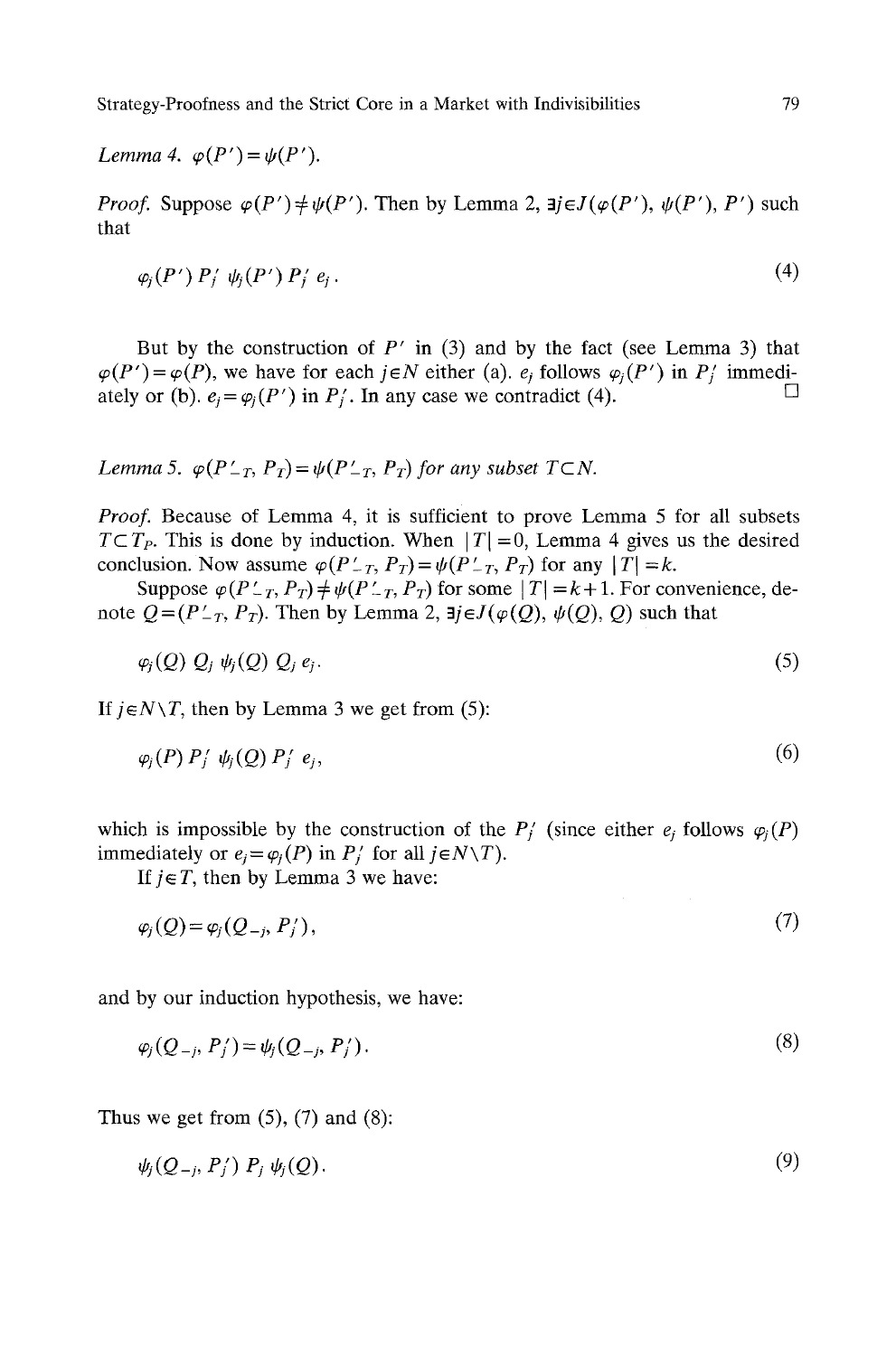*Lemma 4.* $\varphi(P') = \psi(P')$.

*Proof.* Suppose $\varphi(P') \neq \psi(P')$. Then by Lemma 2, $\exists j \in J(\varphi(P'), \psi(P'), P')$ such that

$$\varphi_j(P') \, P_j' \, \psi_j(P') \, P_j' \, e_j. \tag{4}$$

But by the construction of $P'$ in (3) and by the fact (see Lemma 3) that $\varphi(P') = \varphi(P)$, we have for each $j \in N$ either (a). $e_j$ follows $\varphi_j(P')$ in $P_j'$ immediately or (b). $e_j = \varphi_j(P')$ in $P_j'$. In any case we contradict (4). □

*Lemma 5.* $\varphi(P'_{-T}, P_T) = \psi(P'_{-T}, P_T)$ *for any subset* $T \subset N$.

*Proof.* Because of Lemma 4, it is sufficient to prove Lemma 5 for all subsets $T \subset T_P$. This is done by induction. When $|T| = 0$, Lemma 4 gives us the desired conclusion. Now assume $\varphi(P'_{-T}, P_T) = \psi(P'_{-T}, P_T)$ for any $|T| = k$.

Suppose $\varphi(P'_{-T}, P_T) \neq \psi(P'_{-T}, P_T)$ for some $|T| = k+1$. For convenience, denote $Q = (P'_{-T}, P_T)$. Then by Lemma 2, $\exists j \in J(\varphi(Q), \psi(Q), Q)$ such that

$$\varphi_j(Q) \, Q_j \, \psi_j(Q) \, Q_j \, e_j. \tag{5}$$

If $j \in N \backslash T$, then by Lemma 3 we get from (5):

$$\varphi_j(P) \, P_j' \, \psi_j(Q) \, P_j' \, e_j, \tag{6}$$

which is impossible by the construction of the $P_j'$ (since either $e_j$ follows $\varphi_j(P)$ immediately or $e_j = \varphi_j(P)$ in $P_j'$ for all $j \in N \backslash T$).

If $j \in T$, then by Lemma 3 we have:

$$\varphi_j(Q) = \varphi_j(Q_{-j}, P_j'), \tag{7}$$

and by our induction hypothesis, we have:

$$\varphi_j(Q_{-j}, P_j') = \psi_j(Q_{-j}, P_j'). \tag{8}$$

Thus we get from (5), (7) and (8):

$$\psi_j(Q_{-j}, P_j') \, P_j \, \psi_j(Q). \tag{9}$$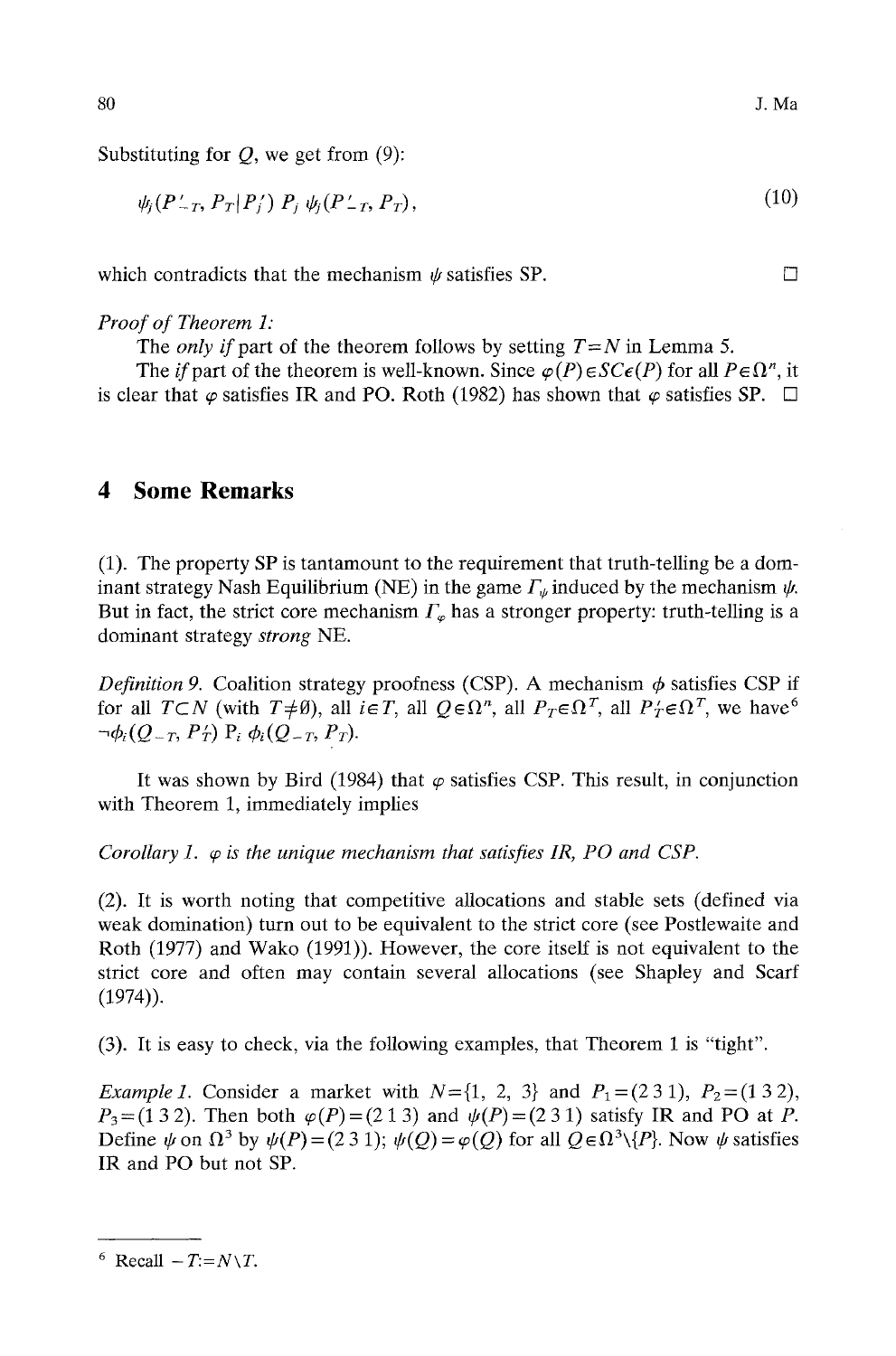Substituting for $Q$, we get from (9):

$$\psi_j(P'_{-T}, P_T | P'_j) \; P_j \; \psi_j(P'_{-T}, P_T), \tag{10}$$

which contradicts that the mechanism $\psi$ satisfies SP. □

*Proof of Theorem 1:*

The *only if* part of the theorem follows by setting $T=N$ in Lemma 5.

The *if* part of the theorem is well-known. Since $\varphi(P) \in SC\epsilon(P)$ for all $P \in \Omega^n$, it is clear that $\varphi$ satisfies IR and PO. Roth (1982) has shown that $\varphi$ satisfies SP. □

## 4 Some Remarks

(1). The property SP is tantamount to the requirement that truth-telling be a dominant strategy Nash Equilibrium (NE) in the game $\Gamma_\psi$ induced by the mechanism $\psi$. But in fact, the strict core mechanism $\Gamma_\varphi$ has a stronger property: truth-telling is a dominant strategy *strong* NE.

*Definition 9.* Coalition strategy proofness (CSP). A mechanism $\phi$ satisfies CSP if for all $T \subset N$ (with $T \neq \emptyset$), all $i \in T$, all $Q \in \Omega^n$, all $P_T \in \Omega^T$, all $P'_T \in \Omega^T$, we have[6] $\neg \phi_i(Q_{-T}, P'_T) \; P_i \; \phi_i(Q_{-T}, P_T)$.

It was shown by Bird (1984) that $\varphi$ satisfies CSP. This result, in conjunction with Theorem 1, immediately implies

*Corollary 1. $\varphi$ is the unique mechanism that satisfies IR, PO and CSP.*

(2). It is worth noting that competitive allocations and stable sets (defined via weak domination) turn out to be equivalent to the strict core (see Postlewaite and Roth (1977) and Wako (1991)). However, the core itself is not equivalent to the strict core and often may contain several allocations (see Shapley and Scarf (1974)).

(3). It is easy to check, via the following examples, that Theorem 1 is "tight".

*Example 1.* Consider a market with $N=\{1, 2, 3\}$ and $P_1=(2\ 3\ 1)$, $P_2=(1\ 3\ 2)$, $P_3=(1\ 3\ 2)$. Then both $\varphi(P)=(2\ 1\ 3)$ and $\psi(P)=(2\ 3\ 1)$ satisfy IR and PO at $P$. Define $\psi$ on $\Omega^3$ by $\psi(P)=(2\ 3\ 1)$; $\psi(Q)=\varphi(Q)$ for all $Q \in \Omega^3 \setminus \{P\}$. Now $\psi$ satisfies IR and PO but not SP.

---

[6] Recall $-T := N \setminus T$.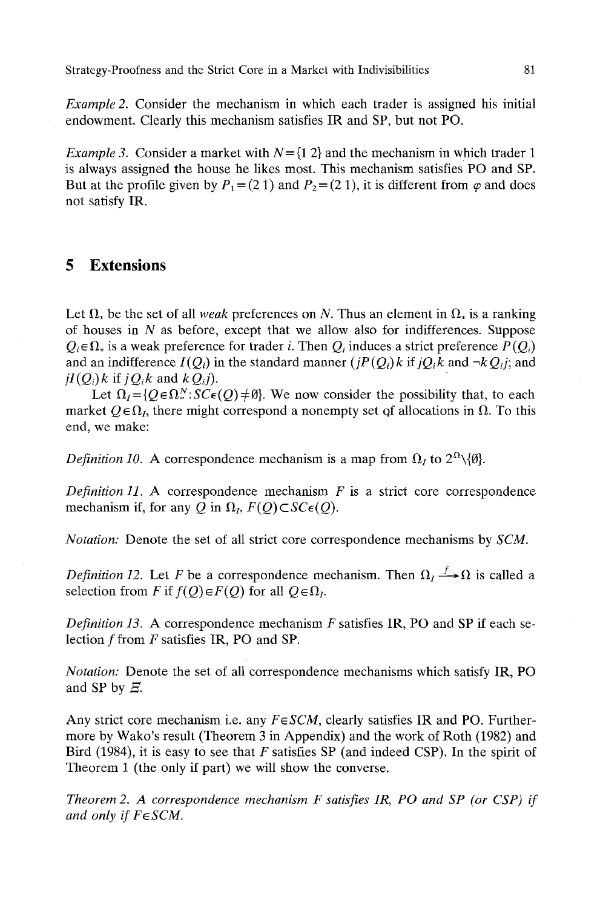*Example 2.* Consider the mechanism in which each trader is assigned his initial endowment. Clearly this mechanism satisfies IR and SP, but not PO.

*Example 3.* Consider a market with $N = \{1\ 2\}$ and the mechanism in which trader 1 is always assigned the house he likes most. This mechanism satisfies PO and SP. But at the profile given by $P_1 = (2\ 1)$ and $P_2 = (2\ 1)$, it is different from $\varphi$ and does not satisfy IR.

## 5 Extensions

Let $\Omega_*$ be the set of all *weak* preferences on $N$. Thus an element in $\Omega_*$ is a ranking of houses in $N$ as before, except that we allow also for indifferences. Suppose $Q_i \in \Omega_*$ is a weak preference for trader $i$. Then $Q_i$ induces a strict preference $P(Q_i)$ and an indifference $I(Q_i)$ in the standard manner ($jP(Q_i)k$ if $jQ_ik$ and $\neg k\, Q_i j$; and $jI(Q_i)k$ if $jQ_ik$ and $kQ_ij$).

Let $\Omega_I = \{Q \in \Omega_*^N : SC\epsilon(Q) \neq \emptyset\}$. We now consider the possibility that, to each market $Q \in \Omega_I$, there might correspond a nonempty set of allocations in $\Omega$. To this end, we make:

*Definition 10.* A correspondence mechanism is a map from $\Omega_I$ to $2^{\Omega}\backslash\{\emptyset\}$.

*Definition 11.* A correspondence mechanism $F$ is a strict core correspondence mechanism if, for any $Q$ in $\Omega_I$, $F(Q) \subset SC\epsilon(Q)$.

*Notation:* Denote the set of all strict core correspondence mechanisms by $SCM$.

*Definition 12.* Let $F$ be a correspondence mechanism. Then $\Omega_I \xrightarrow{f} \Omega$ is called a selection from $F$ if $f(Q) \in F(Q)$ for all $Q \in \Omega_I$.

*Definition 13.* A correspondence mechanism $F$ satisfies IR, PO and SP if each selection $f$ from $F$ satisfies IR, PO and SP.

*Notation:* Denote the set of all correspondence mechanisms which satisfy IR, PO and SP by $\Xi$.

Any strict core mechanism i.e. any $F \in SCM$, clearly satisfies IR and PO. Furthermore by Wako's result (Theorem 3 in Appendix) and the work of Roth (1982) and Bird (1984), it is easy to see that $F$ satisfies SP (and indeed CSP). In the spirit of Theorem 1 (the only if part) we will show the converse.

*Theorem 2. A correspondence mechanism $F$ satisfies IR, PO and SP (or CSP) if and only if $F \in SCM$.*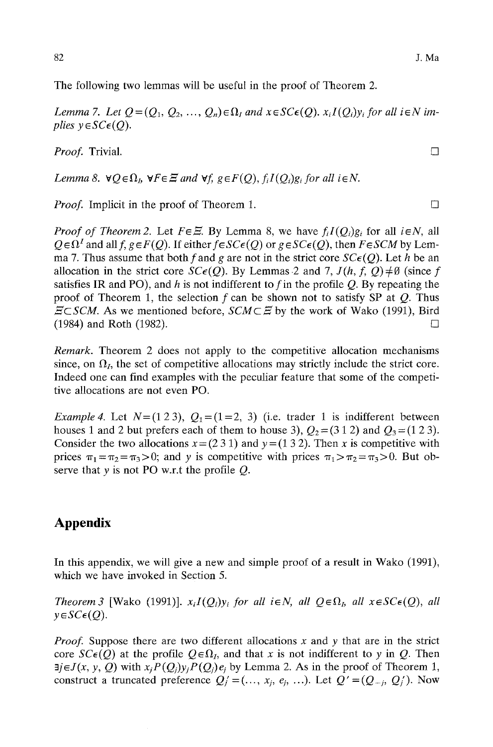The following two lemmas will be useful in the proof of Theorem 2.

*Lemma 7.* Let $Q=(Q_1, Q_2, \ldots, Q_n)\in\Omega_I$ and $x\in SC\epsilon(Q)$. $x_i I(Q_i) y_i$ for all $i\in N$ implies $y\in SC\epsilon(Q)$.

*Proof.* Trivial. □

*Lemma 8.* $\forall Q\in\Omega_I$, $\forall F\in\Xi$ and $\forall f, g\in F(Q)$, $f_i I(Q_i) g_i$ for all $i\in N$.

*Proof.* Implicit in the proof of Theorem 1. □

*Proof of Theorem 2.* Let $F\in\Xi$. By Lemma 8, we have $f_i I(Q_i) g_i$ for all $i\in N$, all $Q\in\Omega^I$ and all $f, g\in F(Q)$. If either $f\in SC\epsilon(Q)$ or $g\in SC\epsilon(Q)$, then $F\in SCM$ by Lemma 7. Thus assume that both $f$ and $g$ are not in the strict core $SC\epsilon(Q)$. Let $h$ be an allocation in the strict core $SC\epsilon(Q)$. By Lemmas 2 and 7, $J(h, f, Q)\neq\emptyset$ (since $f$ satisfies IR and PO), and $h$ is not indifferent to $f$ in the profile $Q$. By repeating the proof of Theorem 1, the selection $f$ can be shown not to satisfy SP at $Q$. Thus $\Xi\subset SCM$. As we mentioned before, $SCM\subset\Xi$ by the work of Wako (1991), Bird (1984) and Roth (1982). □

*Remark.* Theorem 2 does not apply to the competitive allocation mechanisms since, on $\Omega_I$, the set of competitive allocations may strictly include the strict core. Indeed one can find examples with the peculiar feature that some of the competitive allocations are not even PO.

*Example 4.* Let $N=(1\ 2\ 3)$, $Q_1=(1=2,\ 3)$ (i.e. trader 1 is indifferent between houses 1 and 2 but prefers each of them to house 3), $Q_2=(3\ 1\ 2)$ and $Q_3=(1\ 2\ 3)$. Consider the two allocations $x=(2\ 3\ 1)$ and $y=(1\ 3\ 2)$. Then $x$ is competitive with prices $\pi_1=\pi_2=\pi_3>0$; and $y$ is competitive with prices $\pi_1>\pi_2=\pi_3>0$. But observe that $y$ is not PO w.r.t the profile $Q$.

## Appendix

In this appendix, we will give a new and simple proof of a result in Wako (1991), which we have invoked in Section 5.

*Theorem 3* [Wako (1991)]. $x_i I(Q_i) y_i$ for all $i\in N$, all $Q\in\Omega_I$, all $x\in SC\epsilon(Q)$, all $y\in SC\epsilon(Q)$.

*Proof.* Suppose there are two different allocations $x$ and $y$ that are in the strict core $SC\epsilon(Q)$ at the profile $Q\in\Omega_I$, and that $x$ is not indifferent to $y$ in $Q$. Then $\exists j\in J(x, y, Q)$ with $x_j P(Q_j) y_j P(Q_j) e_j$ by Lemma 2. As in the proof of Theorem 1, construct a truncated preference $Q_j'=(\ldots, x_j, e_j, \ldots)$. Let $Q'=(Q_{-j}, Q_j')$. Now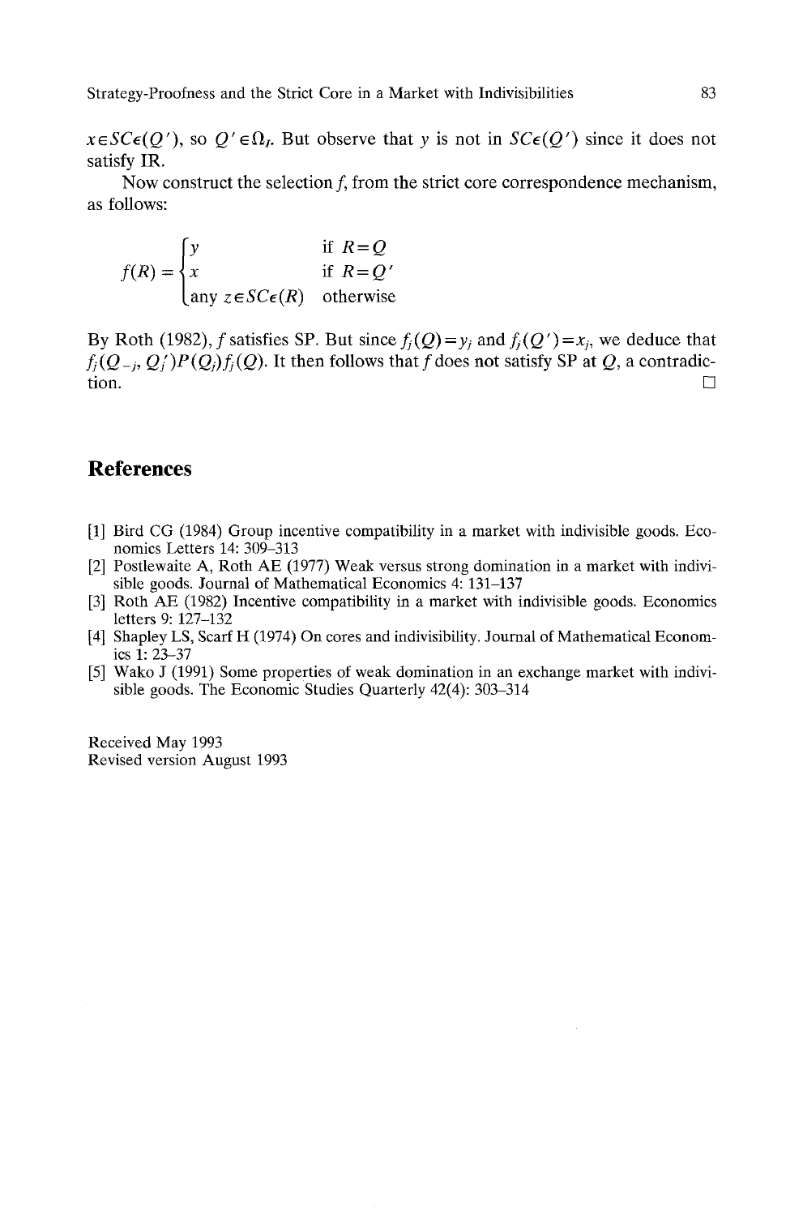$x \in SC\epsilon(Q')$, so $Q' \in \Omega_I$. But observe that $y$ is not in $SC\epsilon(Q')$ since it does not satisfy IR.

Now construct the selection $f$, from the strict core correspondence mechanism, as follows:

$$f(R) = \begin{cases} y & \text{if } R = Q \\ x & \text{if } R = Q' \\ \text{any } z \in SC\epsilon(R) & \text{otherwise} \end{cases}$$

By Roth (1982), $f$ satisfies SP. But since $f_j(Q) = y_j$ and $f_j(Q') = x_j$, we deduce that $f_j(Q_{-j}, Q_j')P(Q_j)f_j(Q)$. It then follows that $f$ does not satisfy SP at $Q$, a contradiction. □

## References

[1] Bird CG (1984) Group incentive compatibility in a market with indivisible goods. Economics Letters 14: 309–313

[2] Postlewaite A, Roth AE (1977) Weak versus strong domination in a market with indivisible goods. Journal of Mathematical Economics 4: 131–137

[3] Roth AE (1982) Incentive compatibility in a market with indivisible goods. Economics letters 9: 127–132

[4] Shapley LS, Scarf H (1974) On cores and indivisibility. Journal of Mathematical Economics 1: 23–37

[5] Wako J (1991) Some properties of weak domination in an exchange market with indivisible goods. The Economic Studies Quarterly 42(4): 303–314

Received May 1993
Revised version August 1993